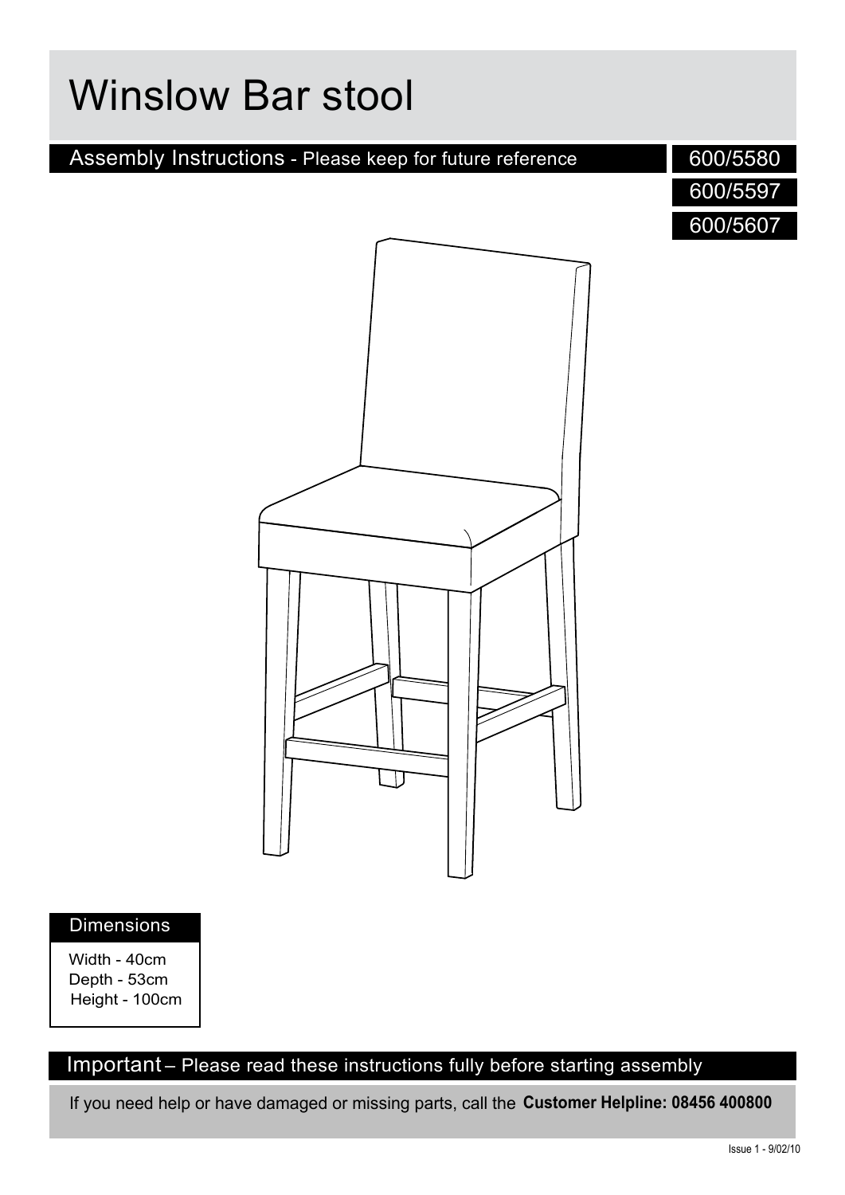# Winslow Bar stool

## Assembly Instructions - Please keep for future reference

600/5580

600/5597

600/5607

### Dimensions

Width - 40cm
Depth - 53cm
Height - 100cm

## Important – Please read these instructions fully before starting assembly

If you need help or have damaged or missing parts, call the **Customer Helpline: 08456 400800**

Issue 1 - 9/02/10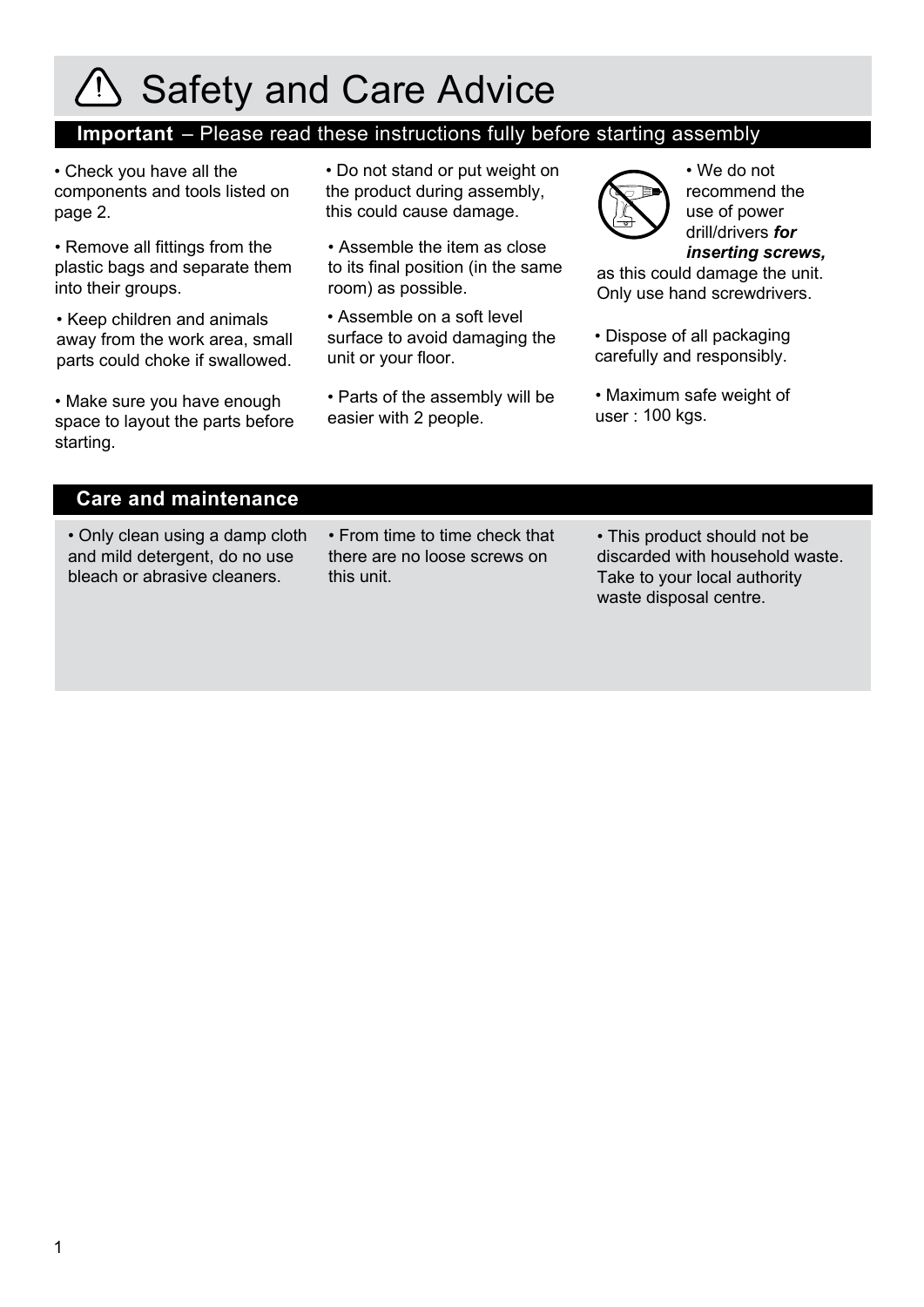# Safety and Care Advice

## **Important** – Please read these instructions fully before starting assembly

- Check you have all the components and tools listed on page 2.
- Remove all fittings from the plastic bags and separate them into their groups.
- Keep children and animals away from the work area, small parts could choke if swallowed.
- Make sure you have enough space to layout the parts before starting.
- Do not stand or put weight on the product during assembly, this could cause damage.
- Assemble the item as close to its final position (in the same room) as possible.
- Assemble on a soft level surface to avoid damaging the unit or your floor.
- Parts of the assembly will be easier with 2 people.
- We do not recommend the use of power drill/drivers ***for inserting screws,*** as this could damage the unit. Only use hand screwdrivers.
- Dispose of all packaging carefully and responsibly.
- Maximum safe weight of user : 100 kgs.

## Care and maintenance

- Only clean using a damp cloth and mild detergent, do no use bleach or abrasive cleaners.
- From time to time check that there are no loose screws on this unit.
- This product should not be discarded with household waste. Take to your local authority waste disposal centre.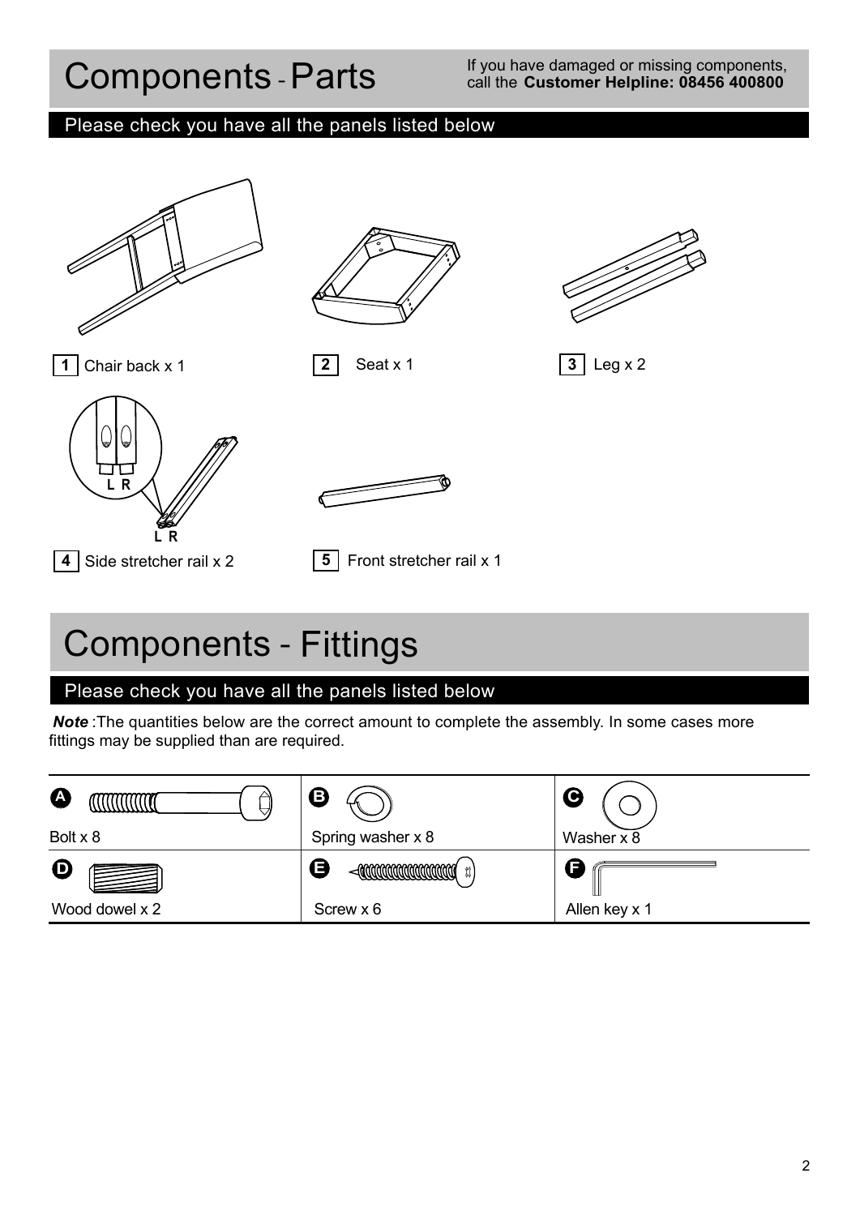# Components - Parts

If you have damaged or missing components, call the **Customer Helpline: 08456 400800**

## Please check you have all the panels listed below

**1** Chair back x 1

**2** Seat x 1

**3** Leg x 2

L R

L R

**4** Side stretcher rail x 2

**5** Front stretcher rail x 1

# Components - Fittings

## Please check you have all the panels listed below

***Note*** :The quantities below are the correct amount to complete the assembly. In some cases more fittings may be supplied than are required.

| | | |
|---|---|---|
| **A** Bolt x 8 | **B** Spring washer x 8 | **C** Washer x 8 |
| **D** Wood dowel x 2 | **E** Screw x 6 | **F** Allen key x 1 |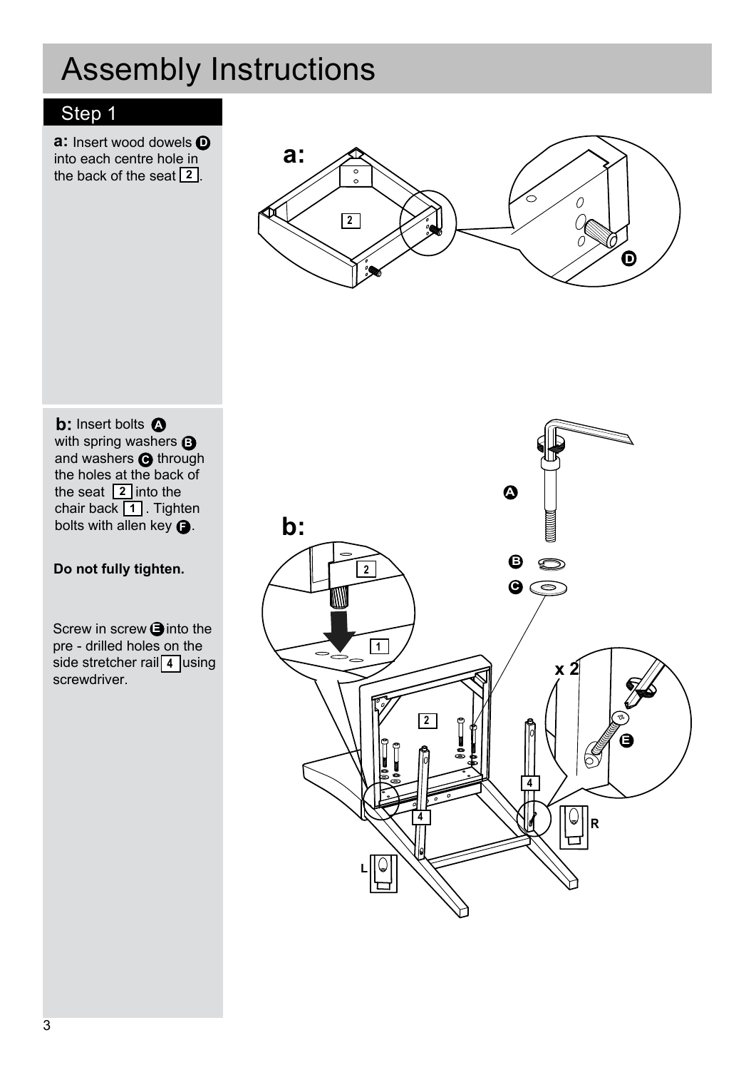# Assembly Instructions

## Step 1

**a:** Insert wood dowels **D** into each centre hole in the back of the seat **2**.

**b:** Insert bolts **A** with spring washers **B** and washers **C** through the holes at the back of the seat **2** into the chair back **1**. Tighten bolts with allen key **F**.

**Do not fully tighten.**

Screw in screw **E** into the pre - drilled holes on the side stretcher rail **4** using screwdriver.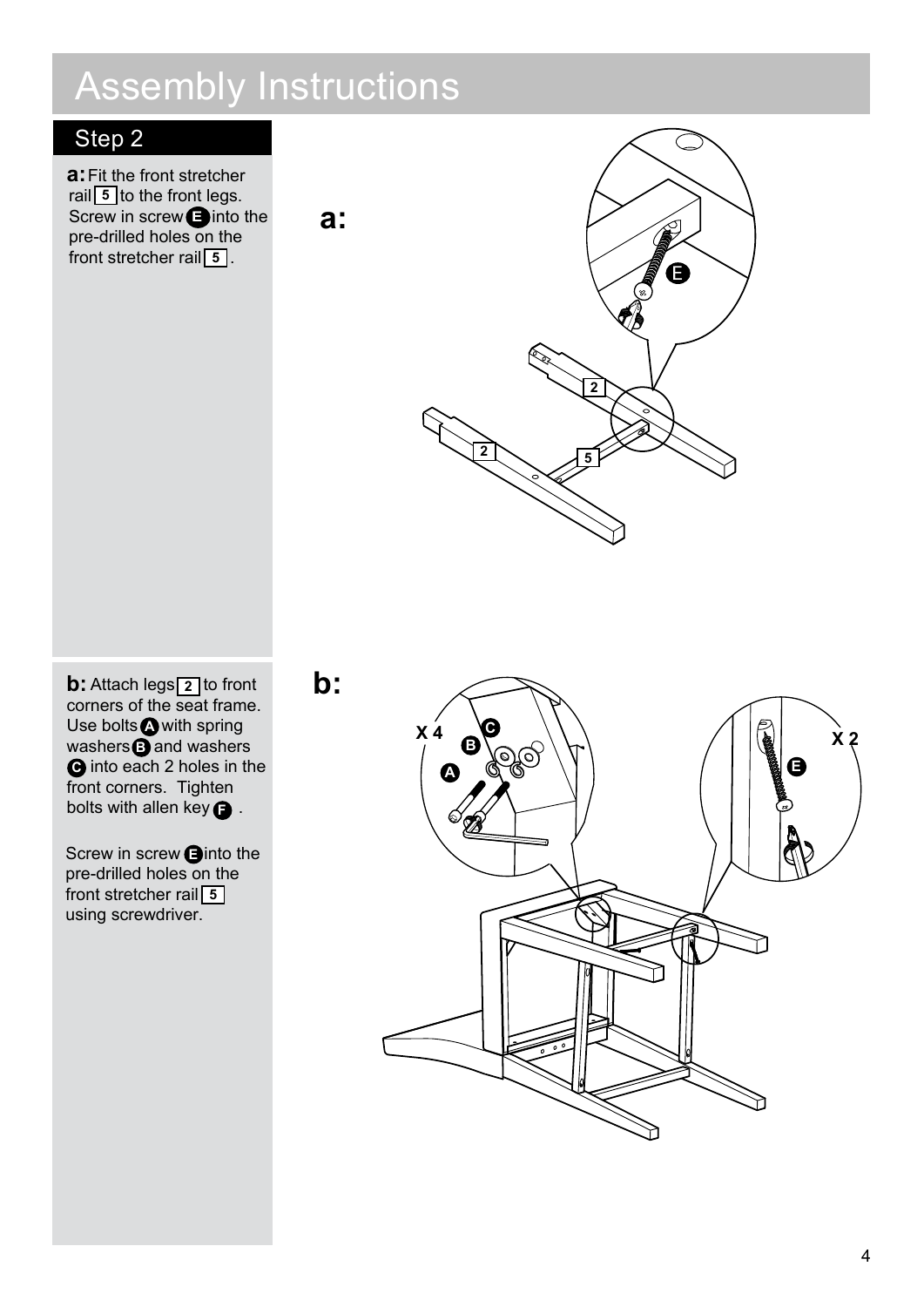# Assembly Instructions

## Step 2

**a:** Fit the front stretcher rail 5 to the front legs. Screw in screw E into the pre-drilled holes on the front stretcher rail 5 .

**b:** Attach legs 2 to front corners of the seat frame. Use bolts A with spring washers B and washers C into each 2 holes in the front corners. Tighten bolts with allen key F .

Screw in screw E into the pre-drilled holes on the front stretcher rail 5 using screwdriver.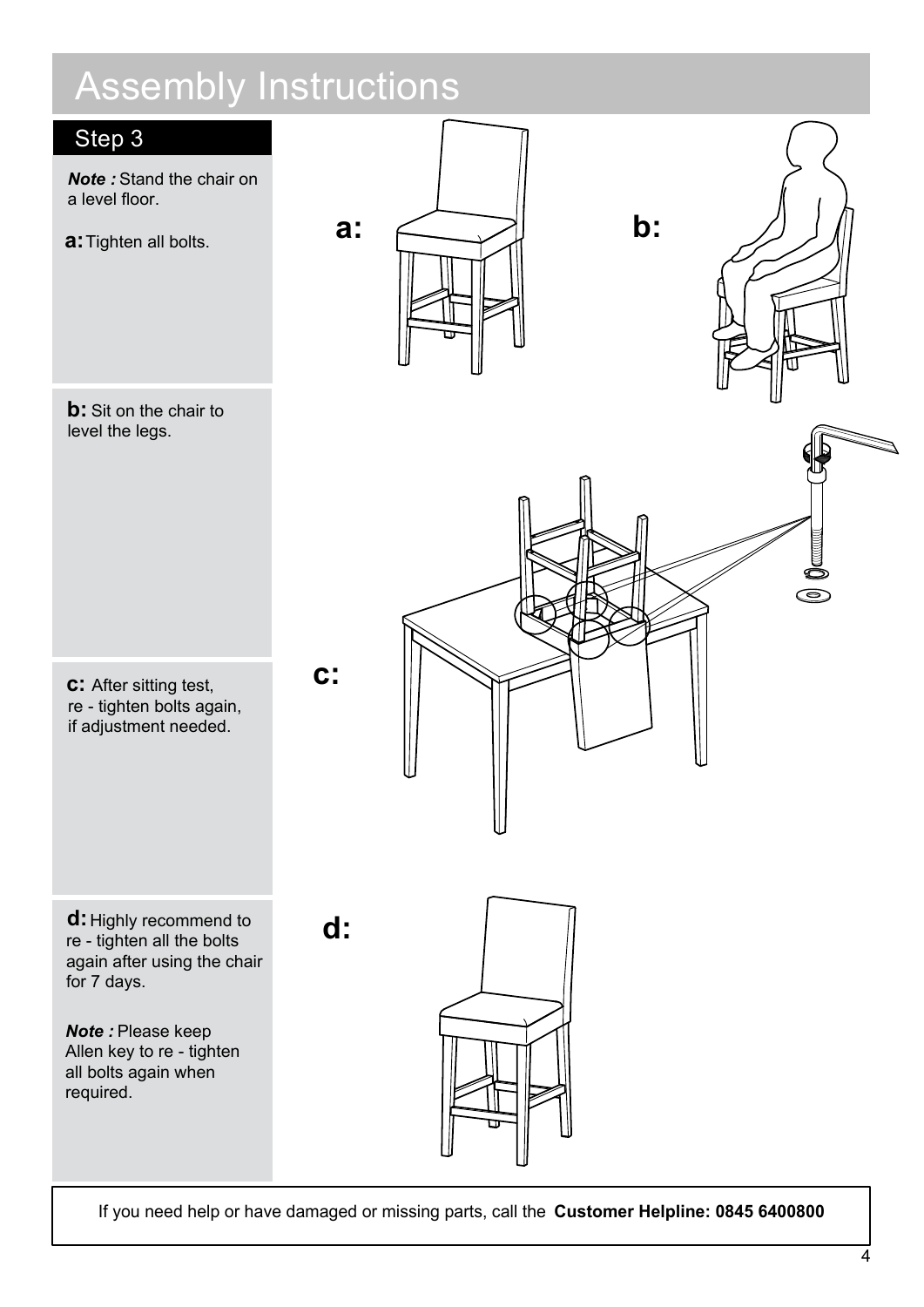# Assembly Instructions

## Step 3

***Note :*** Stand the chair on a level floor.

**a:** Tighten all bolts.

**b:** Sit on the chair to level the legs.

**c:** After sitting test, re - tighten bolts again, if adjustment needed.

**d:** Highly recommend to re - tighten all the bolts again after using the chair for 7 days.

***Note :*** Please keep Allen key to re - tighten all bolts again when required.

a:

b:

c:

d:

If you need help or have damaged or missing parts, call the **Customer Helpline: 0845 6400800**